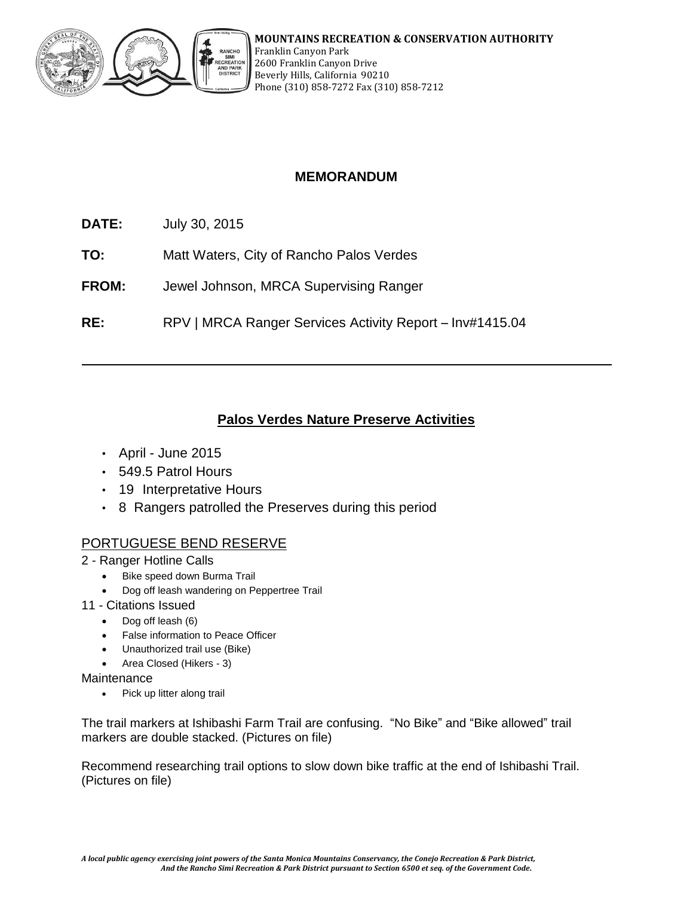**MOUNTAINS RECREATION & CONSERVATION AUTHORITY**
Franklin Canyon Park
2600 Franklin Canyon Drive
Beverly Hills, California 90210
Phone (310) 858-7272 Fax (310) 858-7212

## MEMORANDUM

**DATE:** July 30, 2015

**TO:** Matt Waters, City of Rancho Palos Verdes

**FROM:** Jewel Johnson, MRCA Supervising Ranger

**RE:** RPV | MRCA Ranger Services Activity Report – Inv#1415.04

---

## Palos Verdes Nature Preserve Activities

- April - June 2015
- 549.5 Patrol Hours
- 19 Interpretative Hours
- 8 Rangers patrolled the Preserves during this period

### PORTUGUESE BEND RESERVE

2 - Ranger Hotline Calls

- Bike speed down Burma Trail
- Dog off leash wandering on Peppertree Trail

11 - Citations Issued

- Dog off leash (6)
- False information to Peace Officer
- Unauthorized trail use (Bike)
- Area Closed (Hikers - 3)

Maintenance

- Pick up litter along trail

The trail markers at Ishibashi Farm Trail are confusing. "No Bike" and "Bike allowed" trail markers are double stacked. (Pictures on file)

Recommend researching trail options to slow down bike traffic at the end of Ishibashi Trail. (Pictures on file)

*A local public agency exercising joint powers of the Santa Monica Mountains Conservancy, the Conejo Recreation & Park District, And the Rancho Simi Recreation & Park District pursuant to Section 6500 et seq. of the Government Code.*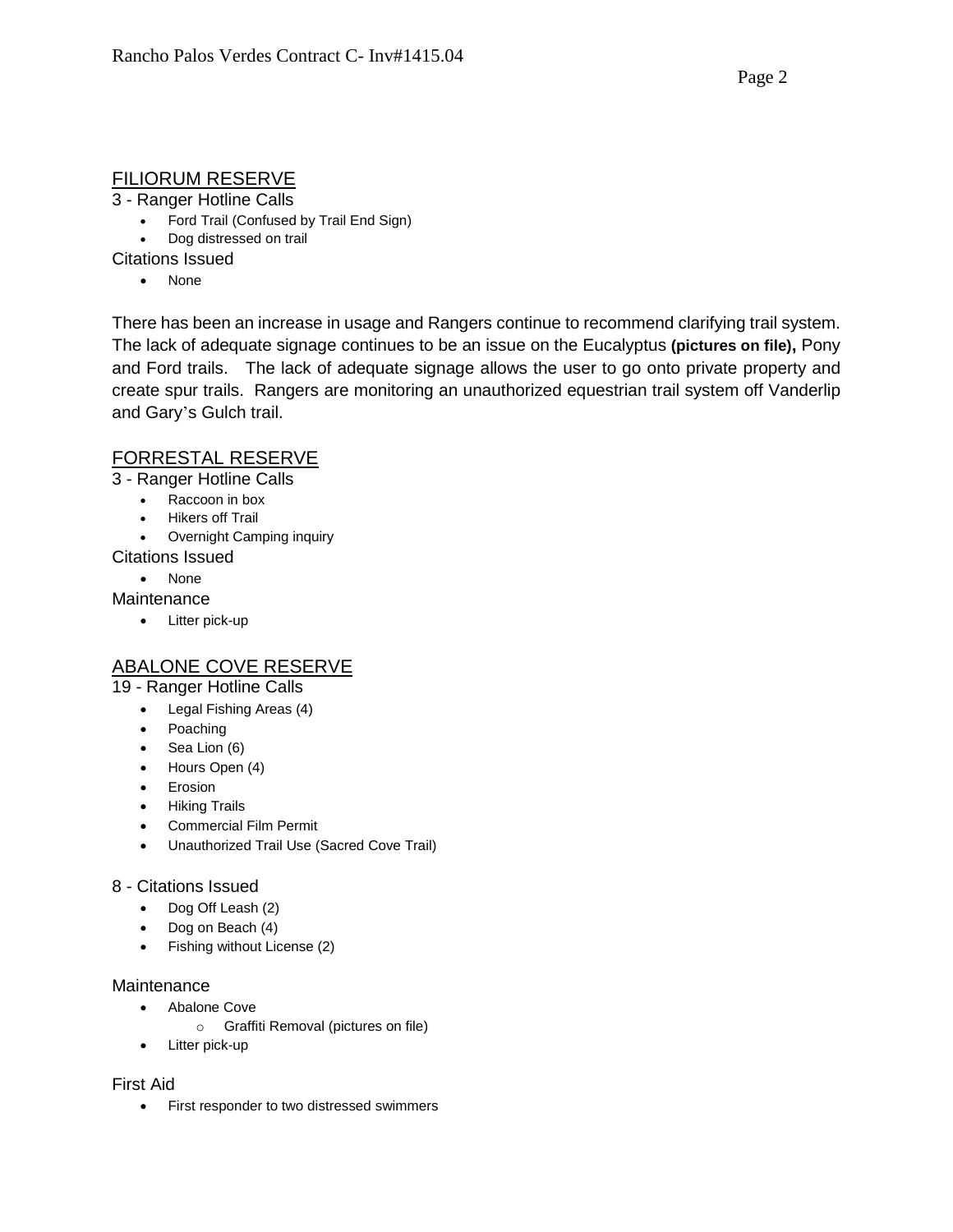## FILIORUM RESERVE

3 - Ranger Hotline Calls

- Ford Trail (Confused by Trail End Sign)
- Dog distressed on trail

Citations Issued

- None

There has been an increase in usage and Rangers continue to recommend clarifying trail system. The lack of adequate signage continues to be an issue on the Eucalyptus **(pictures on file),** Pony and Ford trails. The lack of adequate signage allows the user to go onto private property and create spur trails. Rangers are monitoring an unauthorized equestrian trail system off Vanderlip and Gary's Gulch trail.

## FORRESTAL RESERVE

3 - Ranger Hotline Calls

- Raccoon in box
- Hikers off Trail
- Overnight Camping inquiry

Citations Issued

- None

Maintenance

- Litter pick-up

## ABALONE COVE RESERVE

19 - Ranger Hotline Calls

- Legal Fishing Areas (4)
- Poaching
- Sea Lion (6)
- Hours Open (4)
- Erosion
- Hiking Trails
- Commercial Film Permit
- Unauthorized Trail Use (Sacred Cove Trail)

8 - Citations Issued

- Dog Off Leash (2)
- Dog on Beach (4)
- Fishing without License (2)

Maintenance

- Abalone Cove
  - Graffiti Removal (pictures on file)
- Litter pick-up

First Aid

- First responder to two distressed swimmers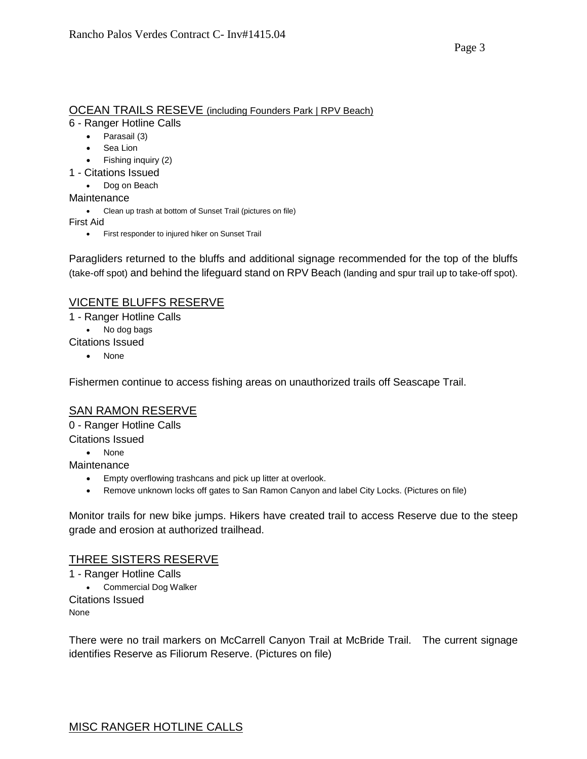## OCEAN TRAILS RESEVE (including Founders Park | RPV Beach)

6 - Ranger Hotline Calls

- Parasail (3)
- Sea Lion
- Fishing inquiry (2)

1 - Citations Issued

- Dog on Beach

Maintenance

- Clean up trash at bottom of Sunset Trail (pictures on file)

First Aid

- First responder to injured hiker on Sunset Trail

Paragliders returned to the bluffs and additional signage recommended for the top of the bluffs (take-off spot) and behind the lifeguard stand on RPV Beach (landing and spur trail up to take-off spot).

## VICENTE BLUFFS RESERVE

1 - Ranger Hotline Calls

- No dog bags

Citations Issued

- None

Fishermen continue to access fishing areas on unauthorized trails off Seascape Trail.

## SAN RAMON RESERVE

0 - Ranger Hotline Calls

Citations Issued

- None

Maintenance

- Empty overflowing trashcans and pick up litter at overlook.
- Remove unknown locks off gates to San Ramon Canyon and label City Locks. (Pictures on file)

Monitor trails for new bike jumps. Hikers have created trail to access Reserve due to the steep grade and erosion at authorized trailhead.

## THREE SISTERS RESERVE

1 - Ranger Hotline Calls

- Commercial Dog Walker

Citations Issued

None

There were no trail markers on McCarrell Canyon Trail at McBride Trail. The current signage identifies Reserve as Filiorum Reserve. (Pictures on file)

## MISC RANGER HOTLINE CALLS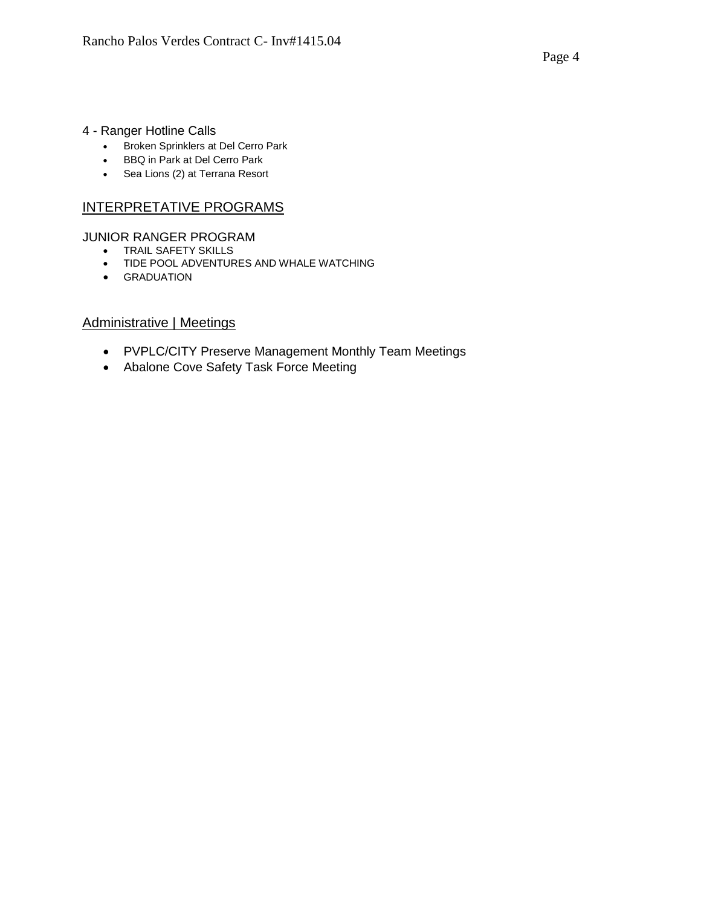4 - Ranger Hotline Calls

- Broken Sprinklers at Del Cerro Park
- BBQ in Park at Del Cerro Park
- Sea Lions (2) at Terrana Resort

## INTERPRETATIVE PROGRAMS

### JUNIOR RANGER PROGRAM

- TRAIL SAFETY SKILLS
- TIDE POOL ADVENTURES AND WHALE WATCHING
- GRADUATION

## Administrative | Meetings

- PVPLC/CITY Preserve Management Monthly Team Meetings
- Abalone Cove Safety Task Force Meeting